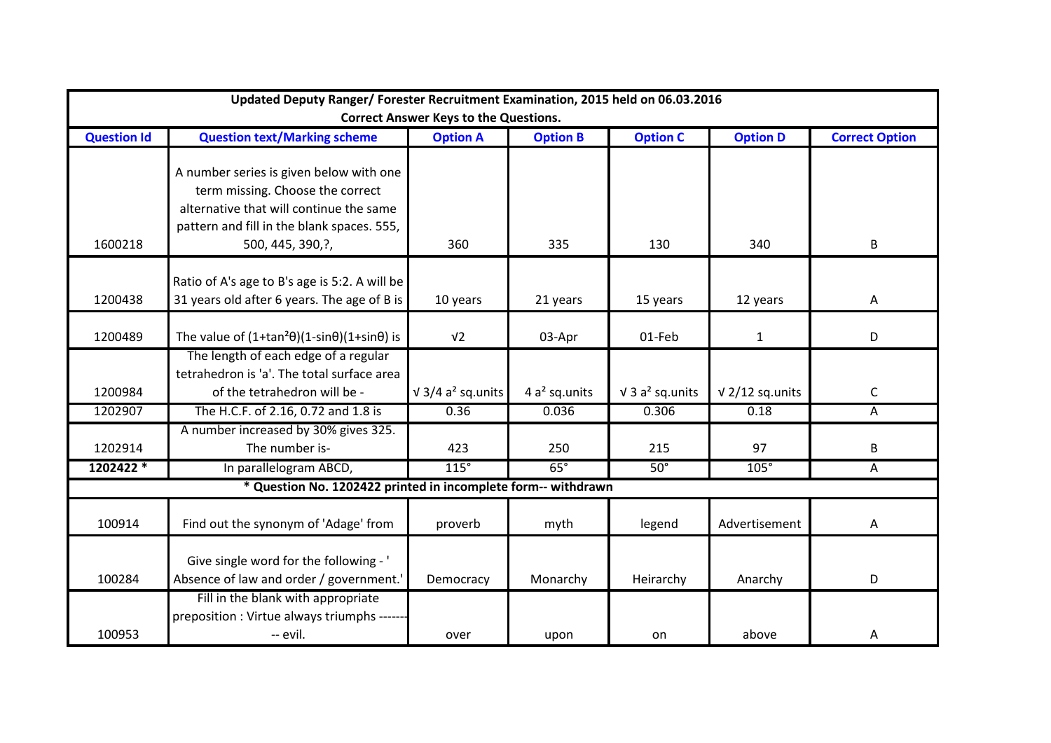| Updated Deputy Ranger/ Forester Recruitment Examination, 2015 held on 06.03.2016 | | | | | | |
|---|---|---|---|---|---|---|
| **Correct Answer Keys to the Questions.** | | | | | | |
| **Question Id** | **Question text/Marking scheme** | **Option A** | **Option B** | **Option C** | **Option D** | **Correct Option** |
| 1600218 | A number series is given below with one term missing. Choose the correct alternative that will continue the same pattern and fill in the blank spaces. 555, 500, 445, 390,?, | 360 | 335 | 130 | 340 | B |
| 1200438 | Ratio of A's age to B's age is 5:2. A will be 31 years old after 6 years. The age of B is | 10 years | 21 years | 15 years | 12 years | A |
| 1200489 | The value of $(1+\tan^2\theta)(1-\sin\theta)(1+\sin\theta)$ is | $\sqrt{2}$ | 03-Apr | 01-Feb | 1 | D |
| 1200984 | The length of each edge of a regular tetrahedron is 'a'. The total surface area of the tetrahedron will be - | $\sqrt{3/4}\ a^2$ sq.units | $4\ a^2$ sq.units | $\sqrt{3}\ a^2$ sq.units | $\sqrt{2/12}$ sq.units | C |
| 1202907 | The H.C.F. of 2.16, 0.72 and 1.8 is | 0.36 | 0.036 | 0.306 | 0.18 | A |
| 1202914 | A number increased by 30% gives 325. The number is- | 423 | 250 | 215 | 97 | B |
| **1202422 *** | In parallelogram ABCD, | 115° | 65° | 50° | 105° | A |
| *** Question No. 1202422 printed in incomplete form-- withdrawn** | | | | | | |
| 100914 | Find out the synonym of 'Adage' from | proverb | myth | legend | Advertisement | A |
| 100284 | Give single word for the following - ' Absence of law and order / government.' | Democracy | Monarchy | Heirarchy | Anarchy | D |
| 100953 | Fill in the blank with appropriate preposition : Virtue always triumphs --------- evil. | over | upon | on | above | A |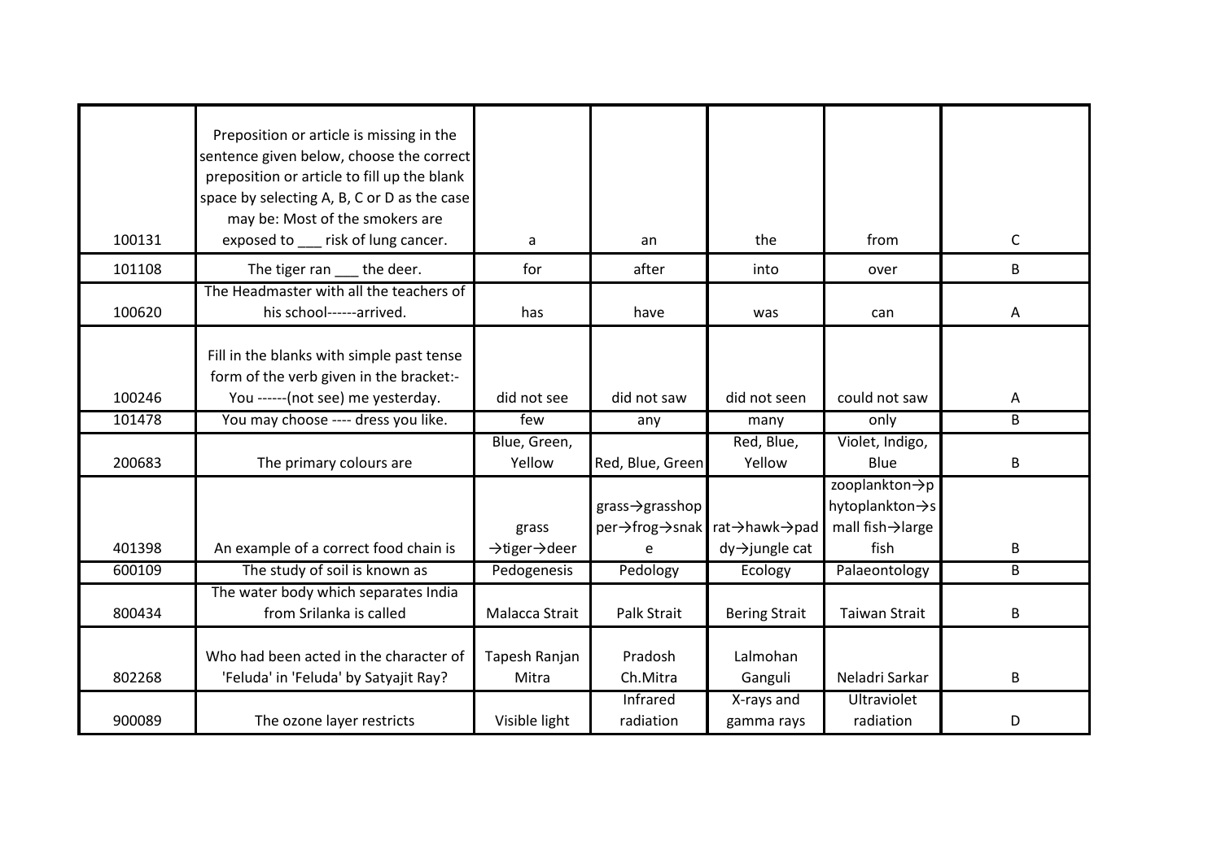| | | | | | | |
|---|---|---|---|---|---|---|
| 100131 | Preposition or article is missing in the sentence given below, choose the correct preposition or article to fill up the blank space by selecting A, B, C or D as the case may be: Most of the smokers are exposed to ___ risk of lung cancer. | a | an | the | from | C |
| 101108 | The tiger ran ___ the deer. | for | after | into | over | B |
| 100620 | The Headmaster with all the teachers of his school------arrived. | has | have | was | can | A |
| 100246 | Fill in the blanks with simple past tense form of the verb given in the bracket:- You ------(not see) me yesterday. | did not see | did not saw | did not seen | could not saw | A |
| 101478 | You may choose ---- dress you like. | few | any | many | only | B |
| 200683 | The primary colours are | Blue, Green, Yellow | Red, Blue, Green | Red, Blue, Yellow | Violet, Indigo, Blue | B |
| 401398 | An example of a correct food chain is | grass →tiger→deer | grass→grasshopper→frog→snake | rat→hawk→paddy→jungle cat | zooplankton→phytoplankton→small fish→large fish | B |
| 600109 | The study of soil is known as | Pedogenesis | Pedology | Ecology | Palaeontology | B |
| 800434 | The water body which separates India from Srilanka is called | Malacca Strait | Palk Strait | Bering Strait | Taiwan Strait | B |
| 802268 | Who had been acted in the character of 'Feluda' in 'Feluda' by Satyajit Ray? | Tapesh Ranjan Mitra | Pradosh Ch.Mitra | Lalmohan Ganguli | Neladri Sarkar | B |
| 900089 | The ozone layer restricts | Visible light | Infrared radiation | X-rays and gamma rays | Ultraviolet radiation | D |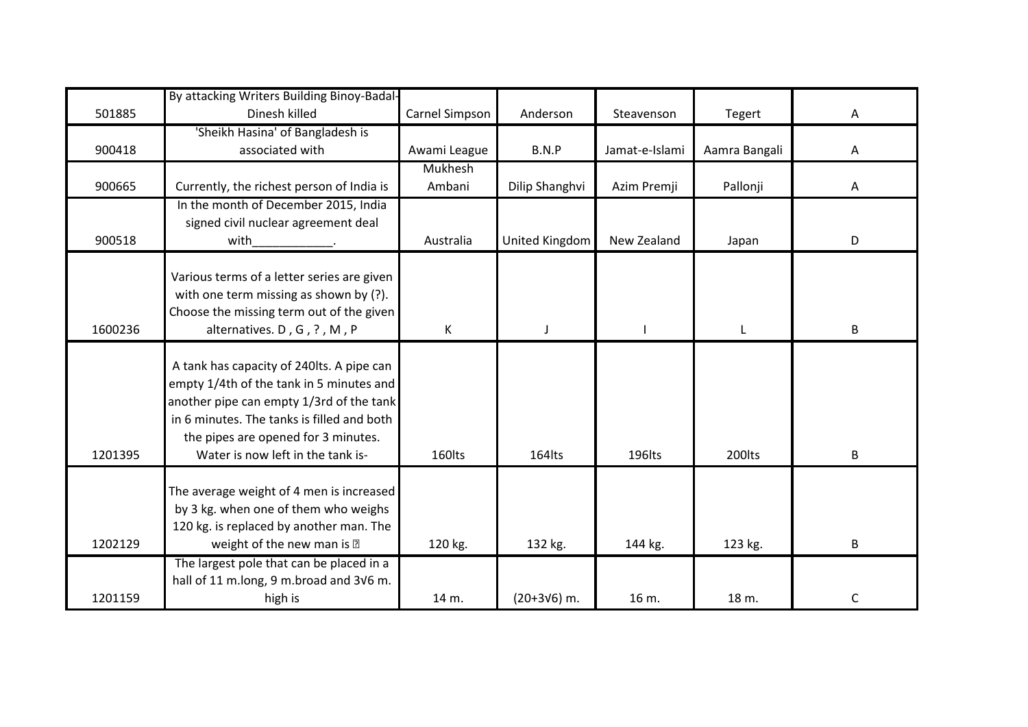| | | | | | | |
|---|---|---|---|---|---|---|
| 501885 | By attacking Writers Building Binoy-Badal-Dinesh killed | Carnel Simpson | Anderson | Steavenson | Tegert | A |
| 900418 | 'Sheikh Hasina' of Bangladesh is associated with | Awami League | B.N.P | Jamat-e-Islami | Aamra Bangali | A |
| 900665 | Currently, the richest person of India is | Mukhesh Ambani | Dilip Shanghvi | Azim Premji | Pallonji | A |
| 900518 | In the month of December 2015, India signed civil nuclear agreement deal with___________. | Australia | United Kingdom | New Zealand | Japan | D |
| 1600236 | Various terms of a letter series are given with one term missing as shown by (?). Choose the missing term out of the given alternatives. D , G , ? , M , P | K | J | I | L | B |
| 1201395 | A tank has capacity of 240lts. A pipe can empty 1/4th of the tank in 5 minutes and another pipe can empty 1/3rd of the tank in 6 minutes. The tanks is filled and both the pipes are opened for 3 minutes. Water is now left in the tank is- | 160lts | 164lts | 196lts | 200lts | B |
| 1202129 | The average weight of 4 men is increased by 3 kg. when one of them who weighs 120 kg. is replaced by another man. The weight of the new man is ⍰ | 120 kg. | 132 kg. | 144 kg. | 123 kg. | B |
| 1201159 | The largest pole that can be placed in a hall of 11 m.long, 9 m.broad and 3√6 m. high is | 14 m. | (20+3√6) m. | 16 m. | 18 m. | C |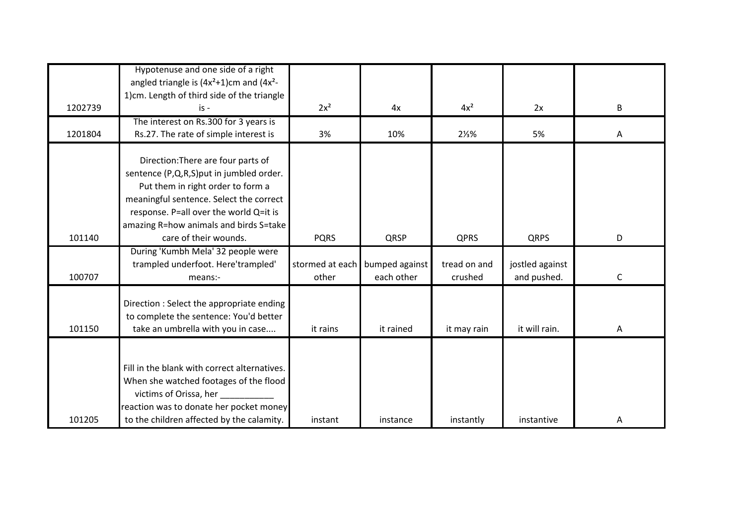| | | | | | | |
|---|---|---|---|---|---|---|
| 1202739 | Hypotenuse and one side of a right angled triangle is $(4x^2+1)$cm and $(4x^2-1)$cm. Length of third side of the triangle is - | $2x^2$ | $4x$ | $4x^2$ | $2x$ | B |
| 1201804 | The interest on Rs.300 for 3 years is Rs.27. The rate of simple interest is | 3% | 10% | 2⅓% | 5% | A |
| 101140 | Direction:There are four parts of sentence (P,Q,R,S)put in jumbled order. Put them in right order to form a meaningful sentence. Select the correct response. P=all over the world Q=it is amazing R=how animals and birds S=take care of their wounds. | PQRS | QRSP | QPRS | QRPS | D |
| 100707 | During 'Kumbh Mela' 32 people were trampled underfoot. Here'trampled' means:- | stormed at each other | bumped against each other | tread on and crushed | jostled against and pushed. | C |
| 101150 | Direction : Select the appropriate ending to complete the sentence: You'd better take an umbrella with you in case.... | it rains | it rained | it may rain | it will rain. | A |
| 101205 | Fill in the blank with correct alternatives. When she watched footages of the flood victims of Orissa, her ___________ reaction was to donate her pocket money to the children affected by the calamity. | instant | instance | instantly | instantive | A |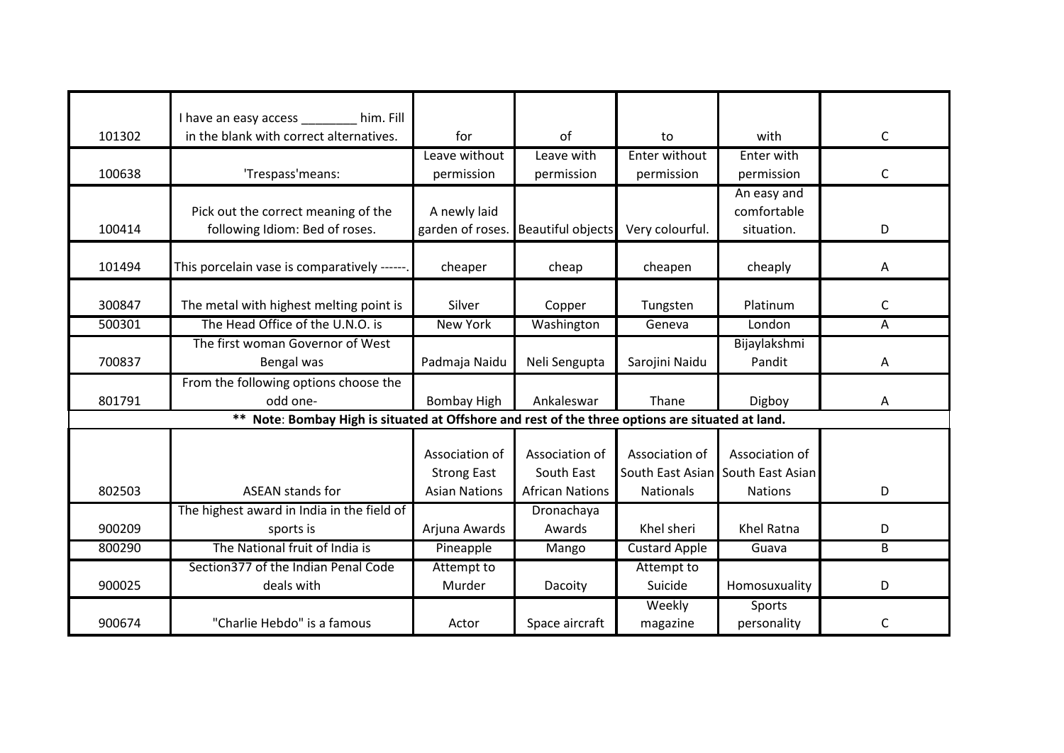| | | | | | | |
|---|---|---|---|---|---|---|
| 101302 | I have an easy access ________ him. Fill in the blank with correct alternatives. | for | of | to | with | C |
| 100638 | 'Trespass'means: | Leave without permission | Leave with permission | Enter without permission | Enter with permission | C |
| 100414 | Pick out the correct meaning of the following Idiom: Bed of roses. | A newly laid garden of roses. | Beautiful objects | Very colourful. | An easy and comfortable situation. | D |
| 101494 | This porcelain vase is comparatively ------. | cheaper | cheap | cheapen | cheaply | A |
| 300847 | The metal with highest melting point is | Silver | Copper | Tungsten | Platinum | C |
| 500301 | The Head Office of the U.N.O. is | New York | Washington | Geneva | London | A |
| 700837 | The first woman Governor of West Bengal was | Padmaja Naidu | Neli Sengupta | Sarojini Naidu | Bijaylakshmi Pandit | A |
| 801791 | From the following options choose the odd one- | Bombay High | Ankaleswar | Thane | Digboy | A |
| ** **Note**: **Bombay High is situated at Offshore and rest of the three options are situated at land.** | | | | | | |
| 802503 | ASEAN stands for | Association of Strong East Asian Nations | Association of South East African Nations | Association of South East Asian Nationals | Association of South East Asian Nations | D |
| 900209 | The highest award in India in the field of sports is | Arjuna Awards | Dronachaya Awards | Khel sheri | Khel Ratna | D |
| 800290 | The National fruit of India is | Pineapple | Mango | Custard Apple | Guava | B |
| 900025 | Section377 of the Indian Penal Code deals with | Attempt to Murder | Dacoity | Attempt to Suicide | Homosuxuality | D |
| 900674 | "Charlie Hebdo" is a famous | Actor | Space aircraft | Weekly magazine | Sports personality | C |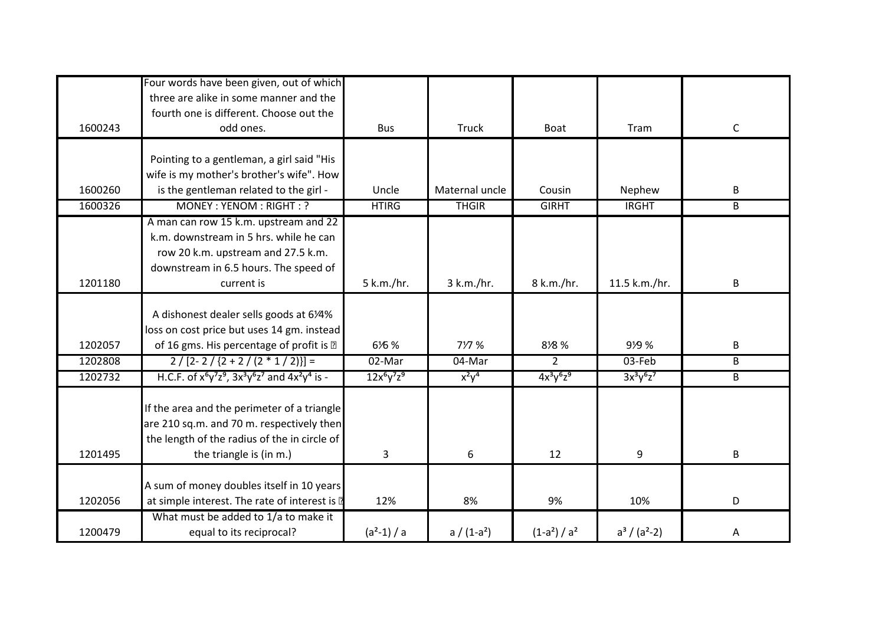| | | | | | | |
|---|---|---|---|---|---|---|
| 1600243 | Four words have been given, out of which three are alike in some manner and the fourth one is different. Choose out the odd ones. | Bus | Truck | Boat | Tram | C |
| 1600260 | Pointing to a gentleman, a girl said "His wife is my mother's brother's wife". How is the gentleman related to the girl - | Uncle | Maternal uncle | Cousin | Nephew | B |
| 1600326 | MONEY : YENOM : RIGHT : ? | HTIRG | THGIR | GIRHT | IRGHT | B |
| 1201180 | A man can row 15 k.m. upstream and 22 k.m. downstream in 5 hrs. while he can row 20 k.m. upstream and 27.5 k.m. downstream in 6.5 hours. The speed of current is | 5 k.m./hr. | 3 k.m./hr. | 8 k.m./hr. | 11.5 k.m./hr. | B |
| 1202057 | A dishonest dealer sells goods at 6¼% loss on cost price but uses 14 gm. instead of 16 gms. His percentage of profit is � | 6⅙ % | 7⅐ % | 8⅛ % | 9⅑ % | B |
| 1202808 | 2 / [2- 2 / {2 + 2 / (2 * 1 / 2)}] = | 02-Mar | 04-Mar | 2 | 03-Feb | B |
| 1202732 | H.C.F. of $x^6y^7z^9$, $3x^3y^6z^7$ and $4x^2y^4$ is - | $12x^6y^7z^9$ | $x^2y^4$ | $4x^3y^6z^9$ | $3x^3y^6z^7$ | B |
| 1201495 | If the area and the perimeter of a triangle are 210 sq.m. and 70 m. respectively then the length of the radius of the in circle of the triangle is (in m.) | 3 | 6 | 12 | 9 | B |
| 1202056 | A sum of money doubles itself in 10 years at simple interest. The rate of interest is � | 12% | 8% | 9% | 10% | D |
| 1200479 | What must be added to 1/a to make it equal to its reciprocal? | $(a^2-1) / a$ | $a / (1-a^2)$ | $(1-a^2) / a^2$ | $a^3 / (a^2-2)$ | A |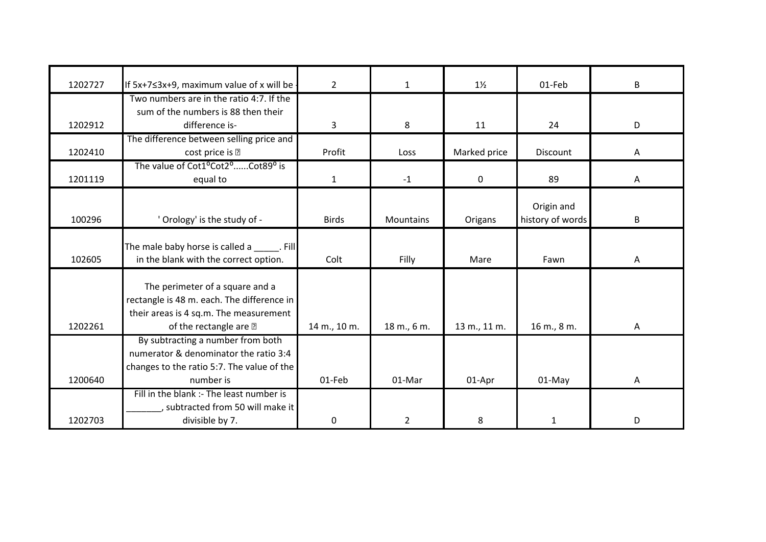| | | | | | | |
|---|---|---|---|---|---|---|
| 1202727 | If $5x+7 \leq 3x+9$, maximum value of x will be - | 2 | 1 | 1½ | 01-Feb | B |
| 1202912 | Two numbers are in the ratio 4:7. If the sum of the numbers is 88 then their difference is- | 3 | 8 | 11 | 24 | D |
| 1202410 | The difference between selling price and cost price is � | Profit | Loss | Marked price | Discount | A |
| 1201119 | The value of $Cot1^{o}Cot2^{o}......Cot89^{o}$ is equal to | 1 | -1 | 0 | 89 | A |
| 100296 | ' Orology' is the study of - | Birds | Mountains | Origans | Origin and history of words | B |
| 102605 | The male baby horse is called a _____. Fill in the blank with the correct option. | Colt | Filly | Mare | Fawn | A |
| 1202261 | The perimeter of a square and a rectangle is 48 m. each. The difference in their areas is 4 sq.m. The measurement of the rectangle are � | 14 m., 10 m. | 18 m., 6 m. | 13 m., 11 m. | 16 m., 8 m. | A |
| 1200640 | By subtracting a number from both numerator & denominator the ratio 3:4 changes to the ratio 5:7. The value of the number is | 01-Feb | 01-Mar | 01-Apr | 01-May | A |
| 1202703 | Fill in the blank :- The least number is _______, subtracted from 50 will make it divisible by 7. | 0 | 2 | 8 | 1 | D |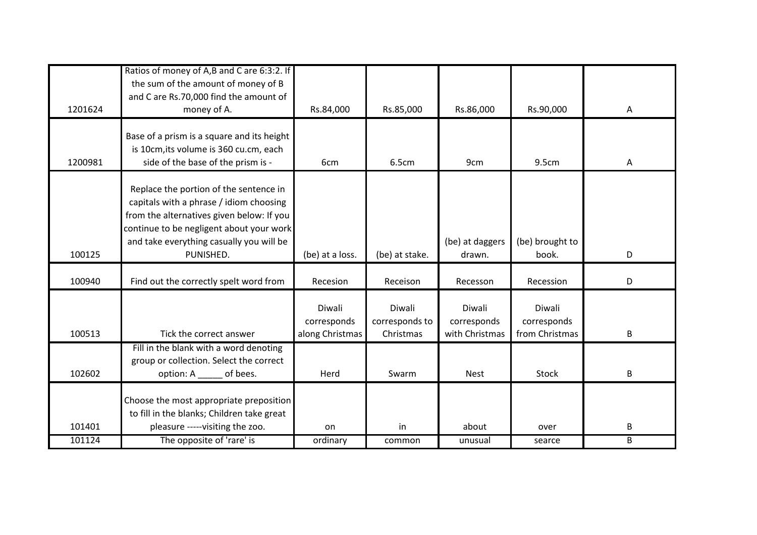| | | | | | | |
|---|---|---|---|---|---|---|
| 1201624 | Ratios of money of A,B and C are 6:3:2. If the sum of the amount of money of B and C are Rs.70,000 find the amount of money of A. | Rs.84,000 | Rs.85,000 | Rs.86,000 | Rs.90,000 | A |
| 1200981 | Base of a prism is a square and its height is 10cm,its volume is 360 cu.cm, each side of the base of the prism is - | 6cm | 6.5cm | 9cm | 9.5cm | A |
| 100125 | Replace the portion of the sentence in capitals with a phrase / idiom choosing from the alternatives given below: If you continue to be negligent about your work and take everything casually you will be PUNISHED. | (be) at a loss. | (be) at stake. | (be) at daggers drawn. | (be) brought to book. | D |
| 100940 | Find out the correctly spelt word from | Recesion | Receison | Recesson | Recession | D |
| 100513 | Tick the correct answer | Diwali corresponds along Christmas | Diwali corresponds to Christmas | Diwali corresponds with Christmas | Diwali corresponds from Christmas | B |
| 102602 | Fill in the blank with a word denoting group or collection. Select the correct option: A _____ of bees. | Herd | Swarm | Nest | Stock | B |
| 101401 | Choose the most appropriate preposition to fill in the blanks; Children take great pleasure -----visiting the zoo. | on | in | about | over | B |
| 101124 | The opposite of 'rare' is | ordinary | common | unusual | searce | B |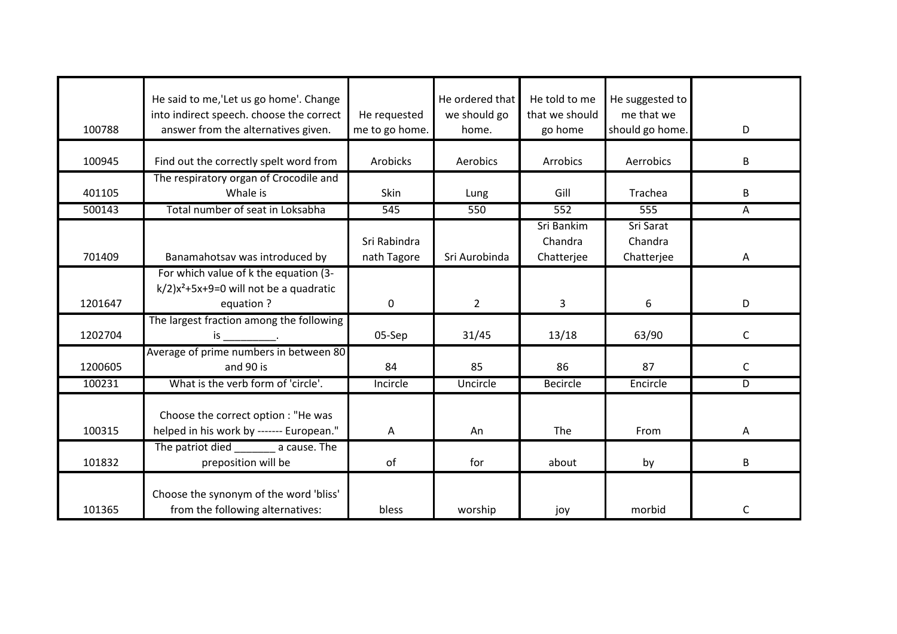| | | | | | | |
|---|---|---|---|---|---|---|
| 100788 | He said to me,'Let us go home'. Change into indirect speech. choose the correct answer from the alternatives given. | He requested me to go home. | He ordered that we should go home. | He told to me that we should go home | He suggested to me that we should go home. | D |
| 100945 | Find out the correctly spelt word from | Arobicks | Aerobics | Arrobics | Aerrobics | B |
| 401105 | The respiratory organ of Crocodile and Whale is | Skin | Lung | Gill | Trachea | B |
| 500143 | Total number of seat in Loksabha | 545 | 550 | 552 | 555 | A |
| 701409 | Banamahotsav was introduced by | Sri Rabindra nath Tagore | Sri Aurobinda | Sri Bankim Chandra Chatterjee | Sri Sarat Chandra Chatterjee | A |
| 1201647 | For which value of k the equation $(3-k/2)x^2+5x+9=0$ will not be a quadratic equation ? | 0 | 2 | 3 | 6 | D |
| 1202704 | The largest fraction among the following is _________. | 05-Sep | 31/45 | 13/18 | 63/90 | C |
| 1200605 | Average of prime numbers in between 80 and 90 is | 84 | 85 | 86 | 87 | C |
| 100231 | What is the verb form of 'circle'. | Incircle | Uncircle | Becircle | Encircle | D |
| 100315 | Choose the correct option : "He was helped in his work by ------- European." | A | An | The | From | A |
| 101832 | The patriot died _______ a cause. The preposition will be | of | for | about | by | B |
| 101365 | Choose the synonym of the word 'bliss' from the following alternatives: | bless | worship | joy | morbid | C |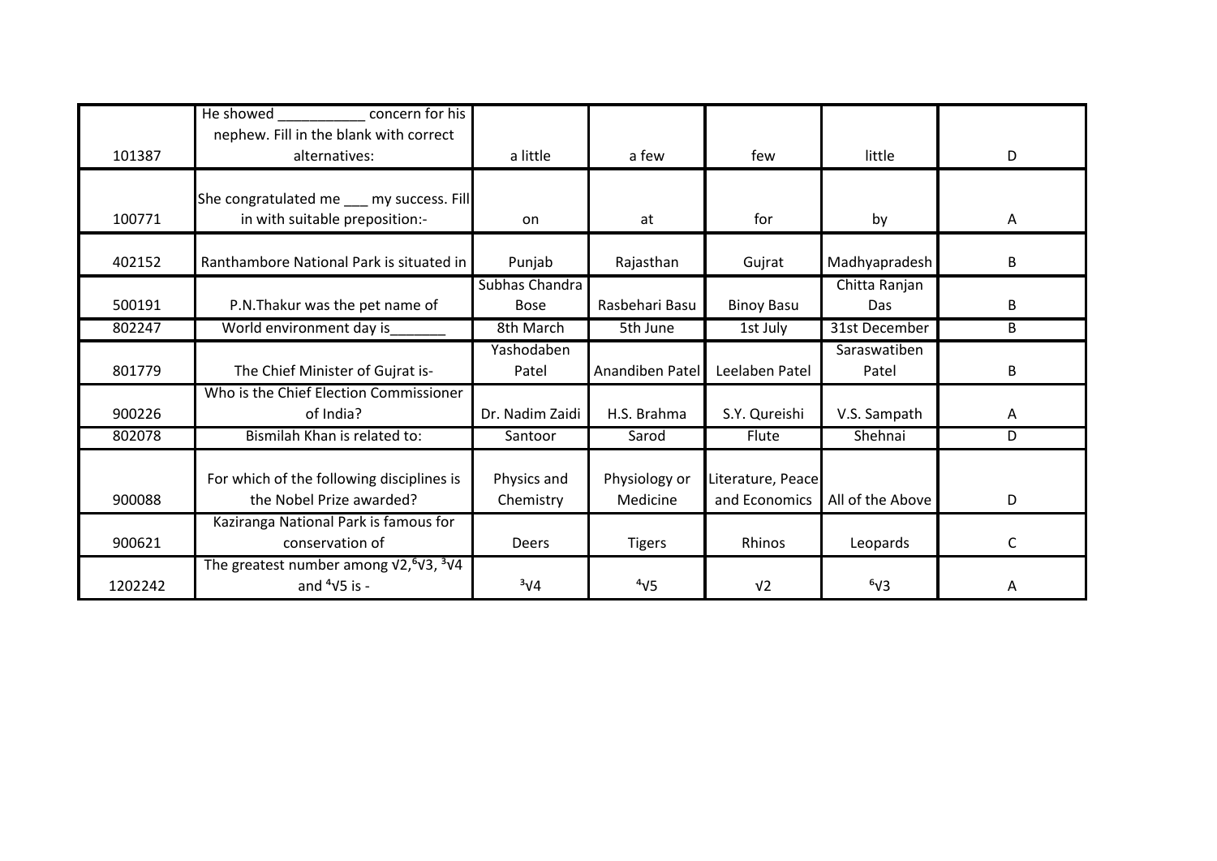| | | | | | | |
|---|---|---|---|---|---|---|
| 101387 | He showed ___________ concern for his nephew. Fill in the blank with correct alternatives: | a little | a few | few | little | D |
| 100771 | She congratulated me ___ my success. Fill in with suitable preposition:- | on | at | for | by | A |
| 402152 | Ranthambore National Park is situated in | Punjab | Rajasthan | Gujrat | Madhyapradesh | B |
| 500191 | P.N.Thakur was the pet name of | Subhas Chandra Bose | Rasbehari Basu | Binoy Basu | Chitta Ranjan Das | B |
| 802247 | World environment day is_______ | 8th March | 5th June | 1st July | 31st December | B |
| 801779 | The Chief Minister of Gujrat is- | Yashodaben Patel | Anandiben Patel | Leelaben Patel | Saraswatiben Patel | B |
| 900226 | Who is the Chief Election Commissioner of India? | Dr. Nadim Zaidi | H.S. Brahma | S.Y. Qureishi | V.S. Sampath | A |
| 802078 | Bismilah Khan is related to: | Santoor | Sarod | Flute | Shehnai | D |
| 900088 | For which of the following disciplines is the Nobel Prize awarded? | Physics and Chemistry | Physiology or Medicine | Literature, Peace and Economics | All of the Above | D |
| 900621 | Kaziranga National Park is famous for conservation of | Deers | Tigers | Rhinos | Leopards | C |
| 1202242 | The greatest number among $\sqrt{2}$, $\sqrt[6]{3}$, $\sqrt[3]{4}$ and $\sqrt[4]{5}$ is - | $\sqrt[3]{4}$ | $\sqrt[4]{5}$ | $\sqrt{2}$ | $\sqrt[6]{3}$ | A |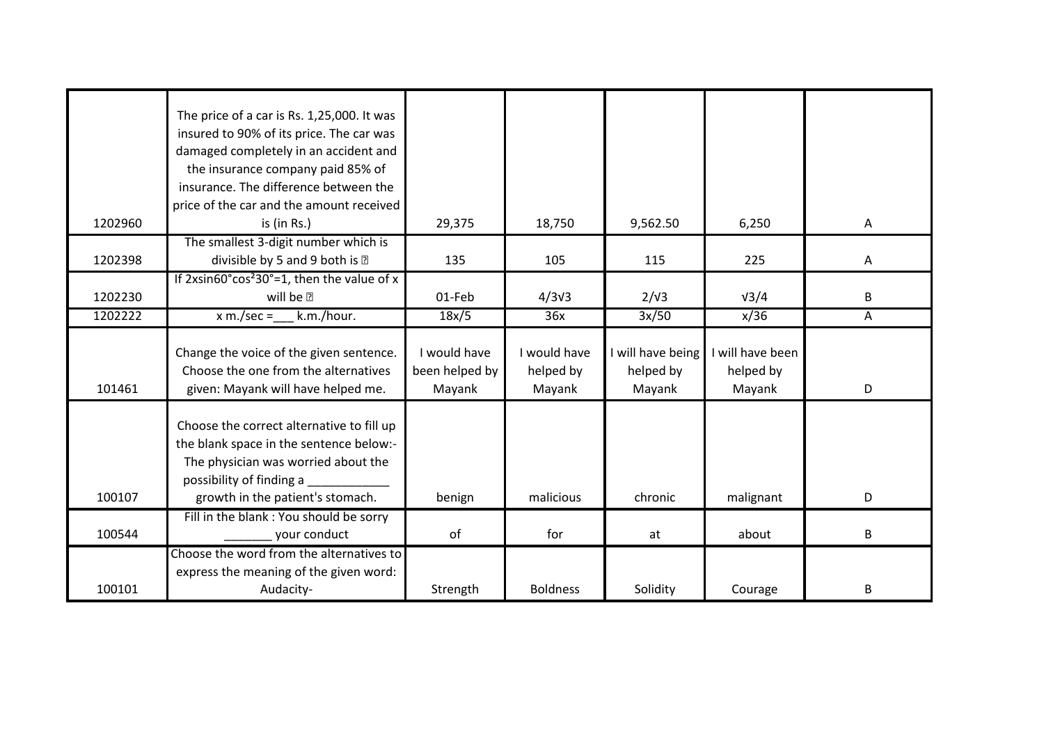| | | | | | | |
|---|---|---|---|---|---|---|
| 1202960 | The price of a car is Rs. 1,25,000. It was insured to 90% of its price. The car was damaged completely in an accident and the insurance company paid 85% of insurance. The difference between the price of the car and the amount received is (in Rs.) | 29,375 | 18,750 | 9,562.50 | 6,250 | A |
| 1202398 | The smallest 3-digit number which is divisible by 5 and 9 both is ? | 135 | 105 | 115 | 225 | A |
| 1202230 | If $2x\sin60^\circ\cos^2 30^\circ=1$, then the value of x will be ? | 01-Feb | $4/3\sqrt{3}$ | $2/\sqrt{3}$ | $\sqrt{3}/4$ | B |
| 1202222 | x m./sec = ___ k.m./hour. | 18x/5 | 36x | 3x/50 | x/36 | A |
| 101461 | Change the voice of the given sentence. Choose the one from the alternatives given: Mayank will have helped me. | I would have been helped by Mayank | I would have helped by Mayank | I will have being helped by Mayank | I will have been helped by Mayank | D |
| 100107 | Choose the correct alternative to fill up the blank space in the sentence below:- The physician was worried about the possibility of finding a ____________ growth in the patient's stomach. | benign | malicious | chronic | malignant | D |
| 100544 | Fill in the blank : You should be sorry _______ your conduct | of | for | at | about | B |
| 100101 | Choose the word from the alternatives to express the meaning of the given word: Audacity- | Strength | Boldness | Solidity | Courage | B |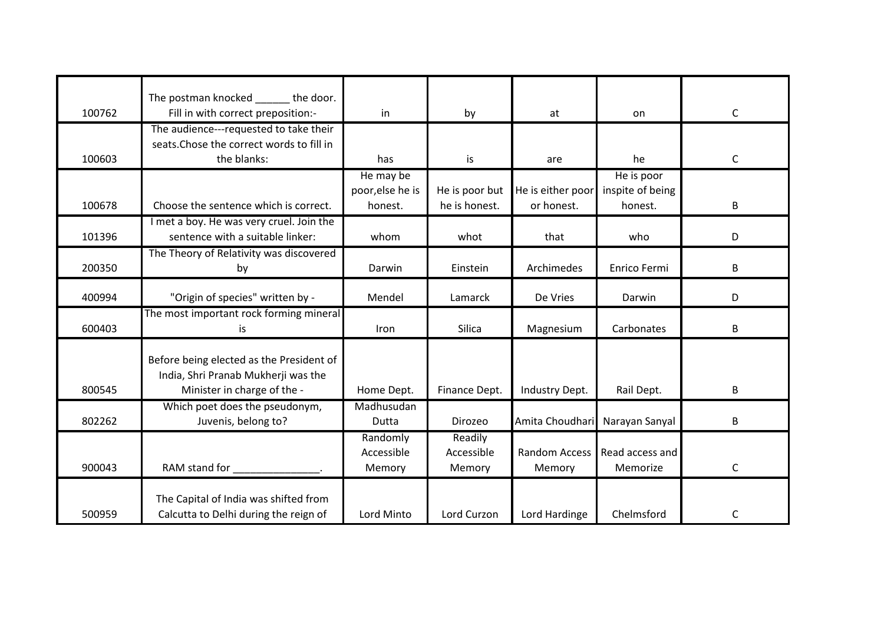| | | | | | | |
|---|---|---|---|---|---|---|
| 100762 | The postman knocked ______ the door. Fill in with correct preposition:- | in | by | at | on | C |
| 100603 | The audience---requested to take their seats.Chose the correct words to fill in the blanks: | has | is | are | he | C |
| 100678 | Choose the sentence which is correct. | He may be poor,else he is honest. | He is poor but he is honest. | He is either poor or honest. | He is poor inspite of being honest. | B |
| 101396 | I met a boy. He was very cruel. Join the sentence with a suitable linker: | whom | whot | that | who | D |
| 200350 | The Theory of Relativity was discovered by | Darwin | Einstein | Archimedes | Enrico Fermi | B |
| 400994 | "Origin of species" written by - | Mendel | Lamarck | De Vries | Darwin | D |
| 600403 | The most important rock forming mineral is | Iron | Silica | Magnesium | Carbonates | B |
| 800545 | Before being elected as the President of India, Shri Pranab Mukherji was the Minister in charge of the - | Home Dept. | Finance Dept. | Industry Dept. | Rail Dept. | B |
| 802262 | Which poet does the pseudonym, Juvenis, belong to? | Madhusudan Dutta | Dirozeo | Amita Choudhari | Narayan Sanyal | B |
| 900043 | RAM stand for _______________. | Randomly Accessible Memory | Readily Accessible Memory | Random Access Memory | Read access and Memorize | C |
| 500959 | The Capital of India was shifted from Calcutta to Delhi during the reign of | Lord Minto | Lord Curzon | Lord Hardinge | Chelmsford | C |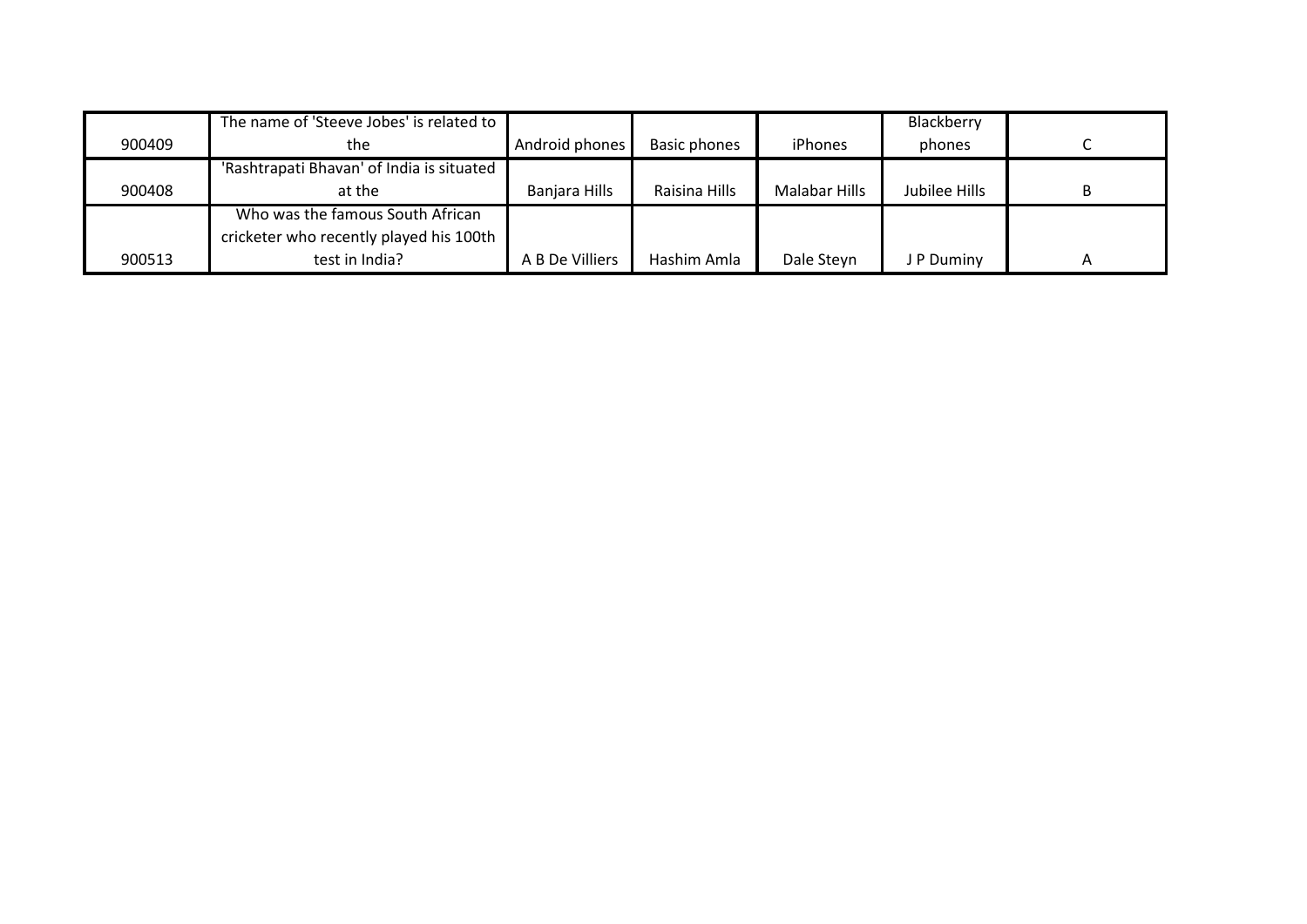| | | | | | | |
|---|---|---|---|---|---|---|
| 900409 | The name of 'Steeve Jobes' is related to the | Android phones | Basic phones | iPhones | Blackberry phones | C |
| 900408 | 'Rashtrapati Bhavan' of India is situated at the | Banjara Hills | Raisina Hills | Malabar Hills | Jubilee Hills | B |
| 900513 | Who was the famous South African cricketer who recently played his 100th test in India? | A B De Villiers | Hashim Amla | Dale Steyn | J P Duminy | A |